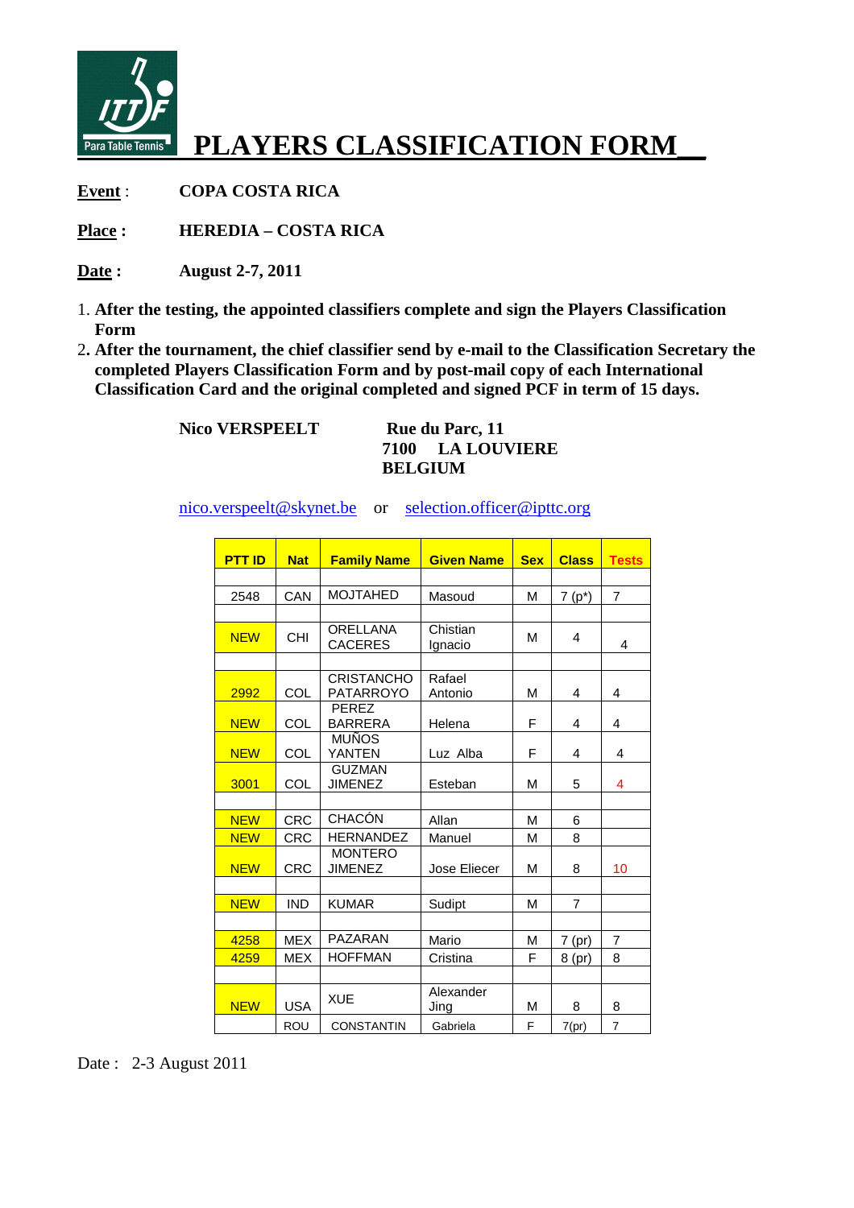# PLAYERS CLASSIFICATION FORM

**Event** : **COPA COSTA RICA**

**Place :** **HEREDIA – COSTA RICA**

**Date :** **August 2-7, 2011**

1. **After the testing, the appointed classifiers complete and sign the Players Classification Form**
2. **After the tournament, the chief classifier send by e-mail to the Classification Secretary the completed Players Classification Form and by post-mail copy of each International Classification Card and the original completed and signed PCF in term of 15 days.**

**Nico VERSPEELT**

**Rue du Parc, 11**
**7100 LA LOUVIERE**
**BELGIUM**

nico.verspeelt@skynet.be or selection.officer@ipttc.org

| PTT ID | Nat | Family Name | Given Name | Sex | Class | Tests |
|---|---|---|---|---|---|---|
| | | | | | | |
| 2548 | CAN | MOJTAHED | Masoud | M | 7 (p*) | 7 |
| | | | | | | |
| NEW | CHI | ORELLANA CACERES | Chistian Ignacio | M | 4 | 4 |
| | | | | | | |
| 2992 | COL | CRISTANCHO PATARROYO | Rafael Antonio | M | 4 | 4 |
| NEW | COL | PEREZ BARRERA | Helena | F | 4 | 4 |
| NEW | COL | MUÑOS YANTEN | Luz Alba | F | 4 | 4 |
| 3001 | COL | GUZMAN JIMENEZ | Esteban | M | 5 | 4 |
| | | | | | | |
| NEW | CRC | CHACÓN | Allan | M | 6 | |
| NEW | CRC | HERNANDEZ | Manuel | M | 8 | |
| NEW | CRC | MONTERO JIMENEZ | Jose Eliecer | M | 8 | 10 |
| | | | | | | |
| NEW | IND | KUMAR | Sudipt | M | 7 | |
| | | | | | | |
| 4258 | MEX | PAZARAN | Mario | M | 7 (pr) | 7 |
| 4259 | MEX | HOFFMAN | Cristina | F | 8 (pr) | 8 |
| | | | | | | |
| NEW | USA | XUE | Alexander Jing | M | 8 | 8 |
| | ROU | CONSTANTIN | Gabriela | F | 7(pr) | 7 |

Date : 2-3 August 2011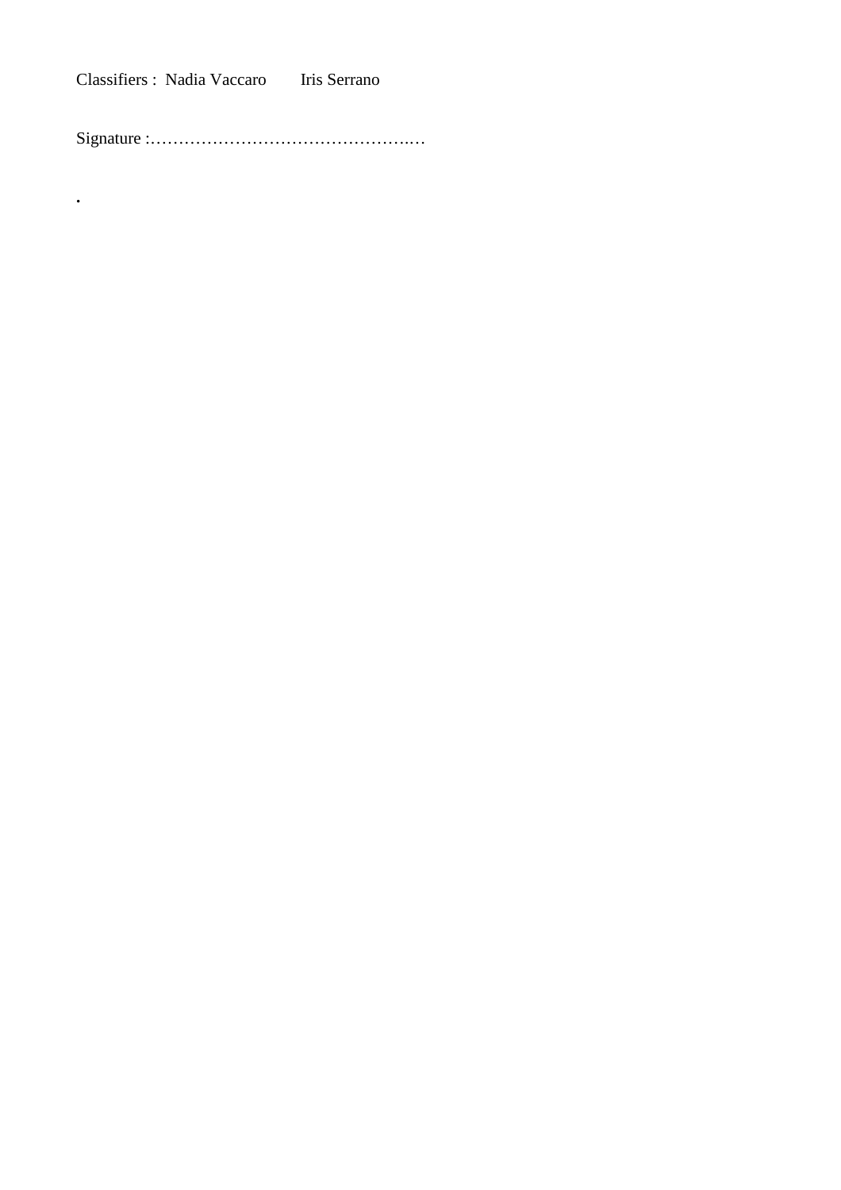Classifiers : Nadia Vaccaro Iris Serrano

Signature :……………………………………..…

.